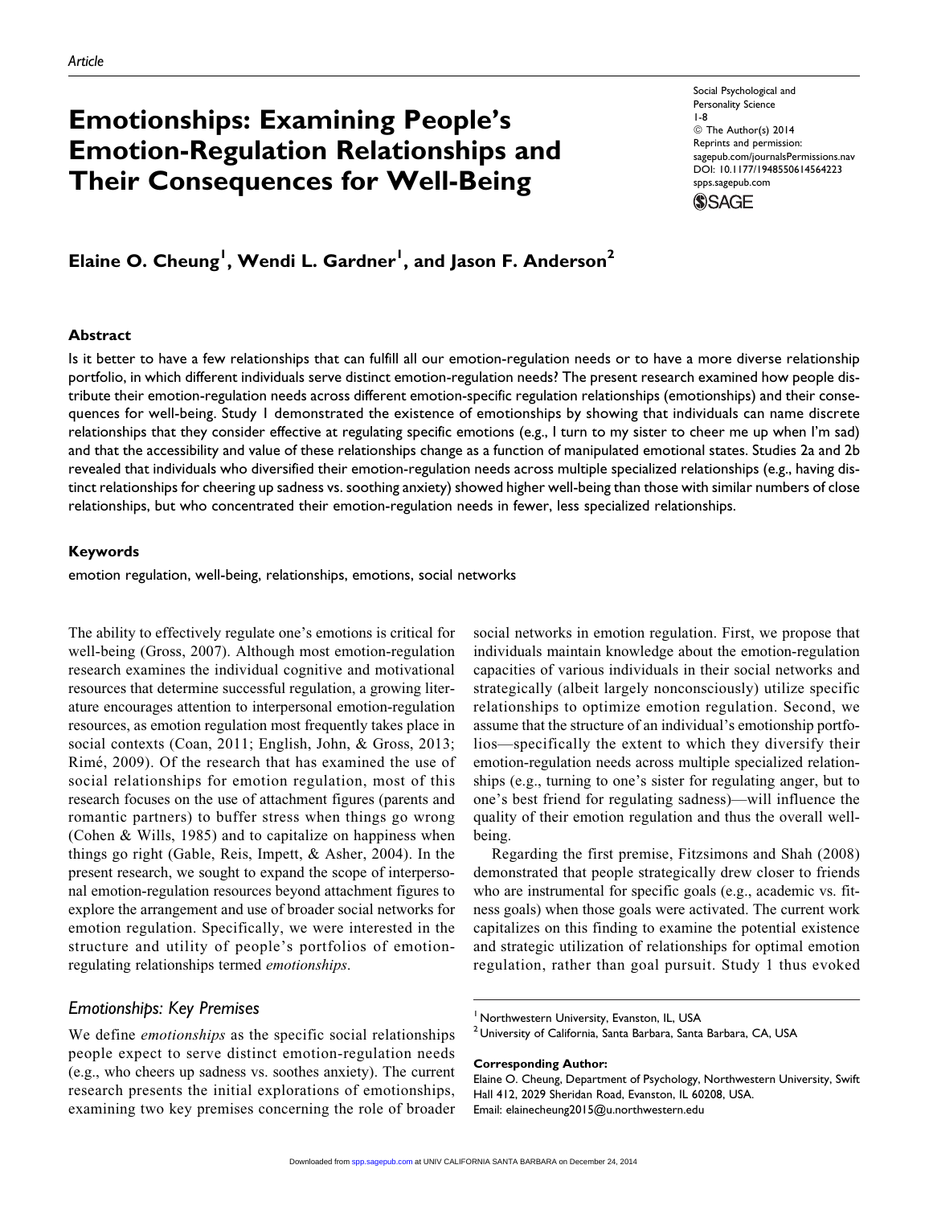Article

# Emotionships: Examining People's Emotion-Regulation Relationships and Their Consequences for Well-Being

Social Psychological and Personality Science
1-8
© The Author(s) 2014
Reprints and permission: sagepub.com/journalsPermissions.nav
DOI: 10.1177/1948550614564223
spps.sagepub.com

**Elaine O. Cheung[1], Wendi L. Gardner[1], and Jason F. Anderson[2]**

## Abstract

Is it better to have a few relationships that can fulfill all our emotion-regulation needs or to have a more diverse relationship portfolio, in which different individuals serve distinct emotion-regulation needs? The present research examined how people distribute their emotion-regulation needs across different emotion-specific regulation relationships (emotionships) and their consequences for well-being. Study 1 demonstrated the existence of emotionships by showing that individuals can name discrete relationships that they consider effective at regulating specific emotions (e.g., I turn to my sister to cheer me up when I'm sad) and that the accessibility and value of these relationships change as a function of manipulated emotional states. Studies 2a and 2b revealed that individuals who diversified their emotion-regulation needs across multiple specialized relationships (e.g., having distinct relationships for cheering up sadness vs. soothing anxiety) showed higher well-being than those with similar numbers of close relationships, but who concentrated their emotion-regulation needs in fewer, less specialized relationships.

### Keywords

emotion regulation, well-being, relationships, emotions, social networks

The ability to effectively regulate one's emotions is critical for well-being (Gross, 2007). Although most emotion-regulation research examines the individual cognitive and motivational resources that determine successful regulation, a growing literature encourages attention to interpersonal emotion-regulation resources, as emotion regulation most frequently takes place in social contexts (Coan, 2011; English, John, & Gross, 2013; Rimé, 2009). Of the research that has examined the use of social relationships for emotion regulation, most of this research focuses on the use of attachment figures (parents and romantic partners) to buffer stress when things go wrong (Cohen & Wills, 1985) and to capitalize on happiness when things go right (Gable, Reis, Impett, & Asher, 2004). In the present research, we sought to expand the scope of interpersonal emotion-regulation resources beyond attachment figures to explore the arrangement and use of broader social networks for emotion regulation. Specifically, we were interested in the structure and utility of people's portfolios of emotion-regulating relationships termed *emotionships*.

## *Emotionships: Key Premises*

We define *emotionships* as the specific social relationships people expect to serve distinct emotion-regulation needs (e.g., who cheers up sadness vs. soothes anxiety). The current research presents the initial explorations of emotionships, examining two key premises concerning the role of broader social networks in emotion regulation. First, we propose that individuals maintain knowledge about the emotion-regulation capacities of various individuals in their social networks and strategically (albeit largely nonconsciously) utilize specific relationships to optimize emotion regulation. Second, we assume that the structure of an individual's emotionship portfolios—specifically the extent to which they diversify their emotion-regulation needs across multiple specialized relationships (e.g., turning to one's sister for regulating anger, but to one's best friend for regulating sadness)—will influence the quality of their emotion regulation and thus the overall well-being.

Regarding the first premise, Fitzsimons and Shah (2008) demonstrated that people strategically drew closer to friends who are instrumental for specific goals (e.g., academic vs. fitness goals) when those goals were activated. The current work capitalizes on this finding to examine the potential existence and strategic utilization of relationships for optimal emotion regulation, rather than goal pursuit. Study 1 thus evoked

[1] Northwestern University, Evanston, IL, USA
[2] University of California, Santa Barbara, Santa Barbara, CA, USA

**Corresponding Author:**
Elaine O. Cheung, Department of Psychology, Northwestern University, Swift Hall 412, 2029 Sheridan Road, Evanston, IL 60208, USA.
Email: elainecheung2015@u.northwestern.edu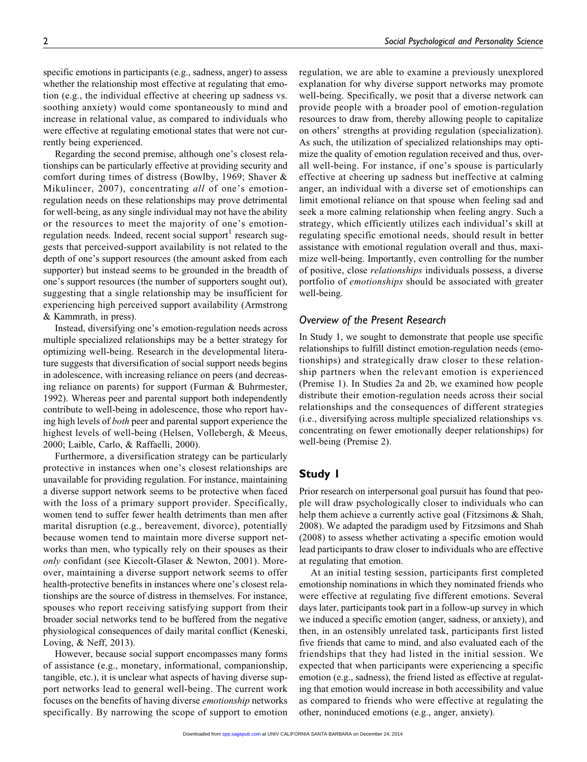specific emotions in participants (e.g., sadness, anger) to assess whether the relationship most effective at regulating that emotion (e.g., the individual effective at cheering up sadness vs. soothing anxiety) would come spontaneously to mind and increase in relational value, as compared to individuals who were effective at regulating emotional states that were not currently being experienced.

Regarding the second premise, although one's closest relationships can be particularly effective at providing security and comfort during times of distress (Bowlby, 1969; Shaver & Mikulincer, 2007), concentrating *all* of one's emotion-regulation needs on these relationships may prove detrimental for well-being, as any single individual may not have the ability or the resources to meet the majority of one's emotion-regulation needs. Indeed, recent social support[1] research suggests that perceived-support availability is not related to the depth of one's support resources (the amount asked from each supporter) but instead seems to be grounded in the breadth of one's support resources (the number of supporters sought out), suggesting that a single relationship may be insufficient for experiencing high perceived support availability (Armstrong & Kammrath, in press).

Instead, diversifying one's emotion-regulation needs across multiple specialized relationships may be a better strategy for optimizing well-being. Research in the developmental literature suggests that diversification of social support needs begins in adolescence, with increasing reliance on peers (and decreasing reliance on parents) for support (Furman & Buhrmester, 1992). Whereas peer and parental support both independently contribute to well-being in adolescence, those who report having high levels of *both* peer and parental support experience the highest levels of well-being (Helsen, Vollebergh, & Meeus, 2000; Laible, Carlo, & Raffaelli, 2000).

Furthermore, a diversification strategy can be particularly protective in instances when one's closest relationships are unavailable for providing regulation. For instance, maintaining a diverse support network seems to be protective when faced with the loss of a primary support provider. Specifically, women tend to suffer fewer health detriments than men after marital disruption (e.g., bereavement, divorce), potentially because women tend to maintain more diverse support networks than men, who typically rely on their spouses as their *only* confidant (see Kiecolt-Glaser & Newton, 2001). Moreover, maintaining a diverse support network seems to offer health-protective benefits in instances where one's closest relationships are the source of distress in themselves. For instance, spouses who report receiving satisfying support from their broader social networks tend to be buffered from the negative physiological consequences of daily marital conflict (Keneski, Loving, & Neff, 2013).

However, because social support encompasses many forms of assistance (e.g., monetary, informational, companionship, tangible, etc.), it is unclear what aspects of having diverse support networks lead to general well-being. The current work focuses on the benefits of having diverse *emotionship* networks specifically. By narrowing the scope of support to emotion regulation, we are able to examine a previously unexplored explanation for why diverse support networks may promote well-being. Specifically, we posit that a diverse network can provide people with a broader pool of emotion-regulation resources to draw from, thereby allowing people to capitalize on others' strengths at providing regulation (specialization). As such, the utilization of specialized relationships may optimize the quality of emotion regulation received and thus, overall well-being. For instance, if one's spouse is particularly effective at cheering up sadness but ineffective at calming anger, an individual with a diverse set of emotionships can limit emotional reliance on that spouse when feeling sad and seek a more calming relationship when feeling angry. Such a strategy, which efficiently utilizes each individual's skill at regulating specific emotional needs, should result in better assistance with emotional regulation overall and thus, maximize well-being. Importantly, even controlling for the number of positive, close *relationships* individuals possess, a diverse portfolio of *emotionships* should be associated with greater well-being.

### Overview of the Present Research

In Study 1, we sought to demonstrate that people use specific relationships to fulfill distinct emotion-regulation needs (emotionships) and strategically draw closer to these relationship partners when the relevant emotion is experienced (Premise 1). In Studies 2a and 2b, we examined how people distribute their emotion-regulation needs across their social relationships and the consequences of different strategies (i.e., diversifying across multiple specialized relationships vs. concentrating on fewer emotionally deeper relationships) for well-being (Premise 2).

## Study 1

Prior research on interpersonal goal pursuit has found that people will draw psychologically closer to individuals who can help them achieve a currently active goal (Fitzsimons & Shah, 2008). We adapted the paradigm used by Fitzsimons and Shah (2008) to assess whether activating a specific emotion would lead participants to draw closer to individuals who are effective at regulating that emotion.

At an initial testing session, participants first completed emotionship nominations in which they nominated friends who were effective at regulating five different emotions. Several days later, participants took part in a follow-up survey in which we induced a specific emotion (anger, sadness, or anxiety), and then, in an ostensibly unrelated task, participants first listed five friends that came to mind, and also evaluated each of the friendships that they had listed in the initial session. We expected that when participants were experiencing a specific emotion (e.g., sadness), the friend listed as effective at regulating that emotion would increase in both accessibility and value as compared to friends who were effective at regulating the other, noninduced emotions (e.g., anger, anxiety).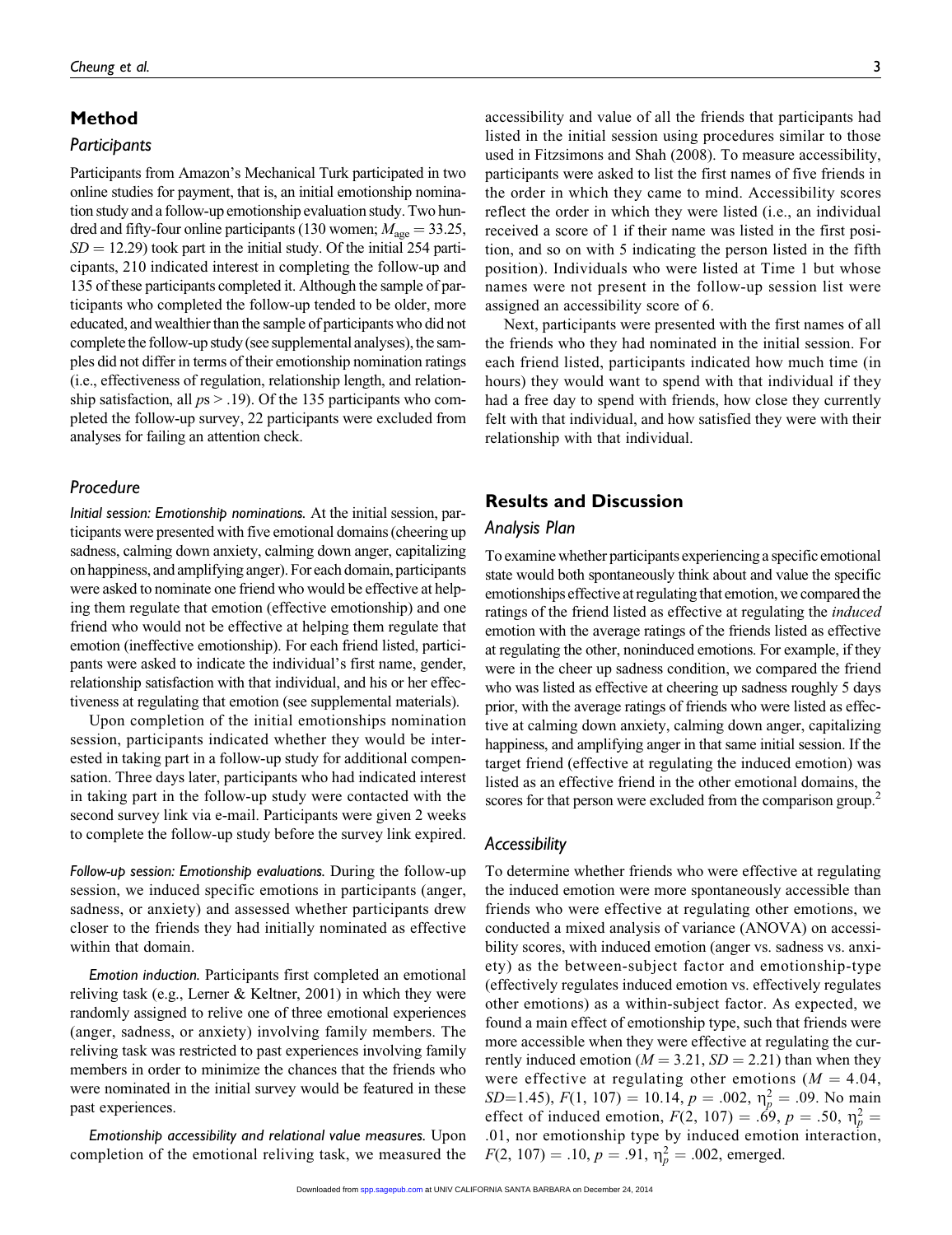## Method

### Participants

Participants from Amazon's Mechanical Turk participated in two online studies for payment, that is, an initial emotionship nomination study and a follow-up emotionship evaluation study. Two hundred and fifty-four online participants (130 women; $M_{age} = 33.25$, $SD = 12.29$) took part in the initial study. Of the initial 254 participants, 210 indicated interest in completing the follow-up and 135 of these participants completed it. Although the sample of participants who completed the follow-up tended to be older, more educated, and wealthier than the sample of participants who did not complete the follow-up study (see supplemental analyses), the samples did not differ in terms of their emotionship nomination ratings (i.e., effectiveness of regulation, relationship length, and relationship satisfaction, all $ps > .19$). Of the 135 participants who completed the follow-up survey, 22 participants were excluded from analyses for failing an attention check.

### Procedure

*Initial session: Emotionship nominations.* At the initial session, participants were presented with five emotional domains (cheering up sadness, calming down anxiety, calming down anger, capitalizing on happiness, and amplifying anger). For each domain, participants were asked to nominate one friend who would be effective at helping them regulate that emotion (effective emotionship) and one friend who would not be effective at helping them regulate that emotion (ineffective emotionship). For each friend listed, participants were asked to indicate the individual's first name, gender, relationship satisfaction with that individual, and his or her effectiveness at regulating that emotion (see supplemental materials).

Upon completion of the initial emotionships nomination session, participants indicated whether they would be interested in taking part in a follow-up study for additional compensation. Three days later, participants who had indicated interest in taking part in the follow-up study were contacted with the second survey link via e-mail. Participants were given 2 weeks to complete the follow-up study before the survey link expired.

*Follow-up session: Emotionship evaluations.* During the follow-up session, we induced specific emotions in participants (anger, sadness, or anxiety) and assessed whether participants drew closer to the friends they had initially nominated as effective within that domain.

*Emotion induction.* Participants first completed an emotional reliving task (e.g., Lerner & Keltner, 2001) in which they were randomly assigned to relive one of three emotional experiences (anger, sadness, or anxiety) involving family members. The reliving task was restricted to past experiences involving family members in order to minimize the chances that the friends who were nominated in the initial survey would be featured in these past experiences.

*Emotionship accessibility and relational value measures.* Upon completion of the emotional reliving task, we measured the accessibility and value of all the friends that participants had listed in the initial session using procedures similar to those used in Fitzsimons and Shah (2008). To measure accessibility, participants were asked to list the first names of five friends in the order in which they came to mind. Accessibility scores reflect the order in which they were listed (i.e., an individual received a score of 1 if their name was listed in the first position, and so on with 5 indicating the person listed in the fifth position). Individuals who were listed at Time 1 but whose names were not present in the follow-up session list were assigned an accessibility score of 6.

Next, participants were presented with the first names of all the friends who they had nominated in the initial session. For each friend listed, participants indicated how much time (in hours) they would want to spend with that individual if they had a free day to spend with friends, how close they currently felt with that individual, and how satisfied they were with their relationship with that individual.

## Results and Discussion

### Analysis Plan

To examine whether participants experiencing a specific emotional state would both spontaneously think about and value the specific emotionships effective at regulating that emotion, we compared the ratings of the friend listed as effective at regulating the *induced* emotion with the average ratings of the friends listed as effective at regulating the other, noninduced emotions. For example, if they were in the cheer up sadness condition, we compared the friend who was listed as effective at cheering up sadness roughly 5 days prior, with the average ratings of friends who were listed as effective at calming down anxiety, calming down anger, capitalizing happiness, and amplifying anger in that same initial session. If the target friend (effective at regulating the induced emotion) was listed as an effective friend in the other emotional domains, the scores for that person were excluded from the comparison group.[2]

### Accessibility

To determine whether friends who were effective at regulating the induced emotion were more spontaneously accessible than friends who were effective at regulating other emotions, we conducted a mixed analysis of variance (ANOVA) on accessibility scores, with induced emotion (anger vs. sadness vs. anxiety) as the between-subject factor and emotionship-type (effectively regulates induced emotion vs. effectively regulates other emotions) as a within-subject factor. As expected, we found a main effect of emotionship type, such that friends were more accessible when they were effective at regulating the currently induced emotion ($M = 3.21$, $SD = 2.21$) than when they were effective at regulating other emotions ($M = 4.04$, $SD$=1.45), $F(1, 107) = 10.14$, $p = .002$, $\eta_p^2 = .09$. No main effect of induced emotion, $F(2, 107) = .69$, $p = .50$, $\eta_p^2 = .01$, nor emotionship type by induced emotion interaction, $F(2, 107) = .10$, $p = .91$, $\eta_p^2 = .002$, emerged.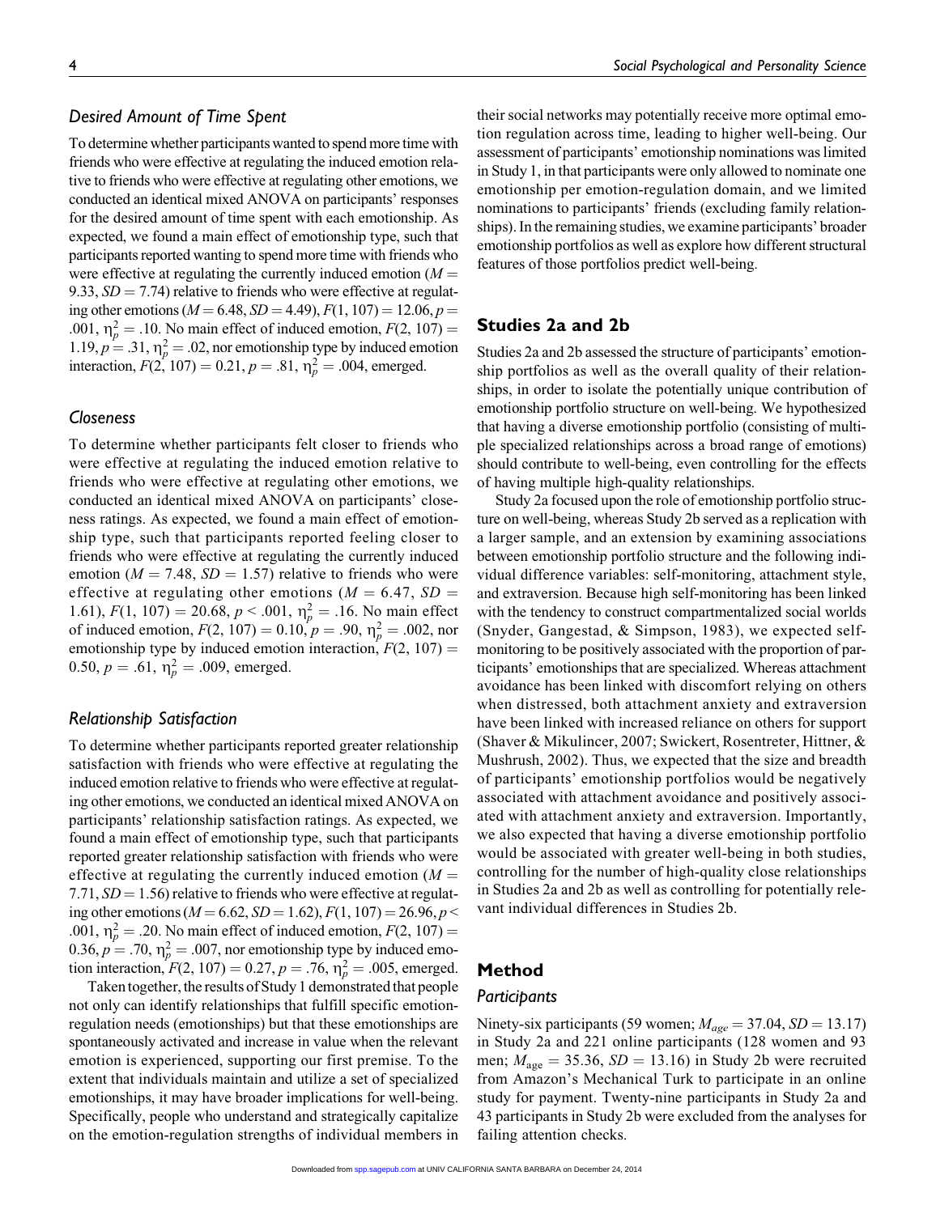### Desired Amount of Time Spent

To determine whether participants wanted to spend more time with friends who were effective at regulating the induced emotion relative to friends who were effective at regulating other emotions, we conducted an identical mixed ANOVA on participants' responses for the desired amount of time spent with each emotionship. As expected, we found a main effect of emotionship type, such that participants reported wanting to spend more time with friends who were effective at regulating the currently induced emotion ($M = 9.33$, $SD = 7.74$) relative to friends who were effective at regulating other emotions ($M = 6.48$, $SD = 4.49$), $F(1, 107) = 12.06$, $p = .001$, $\eta_p^2 = .10$. No main effect of induced emotion, $F(2, 107) = 1.19$, $p = .31$, $\eta_p^2 = .02$, nor emotionship type by induced emotion interaction, $F(2, 107) = 0.21$, $p = .81$, $\eta_p^2 = .004$, emerged.

### Closeness

To determine whether participants felt closer to friends who were effective at regulating the induced emotion relative to friends who were effective at regulating other emotions, we conducted an identical mixed ANOVA on participants' closeness ratings. As expected, we found a main effect of emotionship type, such that participants reported feeling closer to friends who were effective at regulating the currently induced emotion ($M = 7.48$, $SD = 1.57$) relative to friends who were effective at regulating other emotions ($M = 6.47$, $SD = 1.61$), $F(1, 107) = 20.68$, $p < .001$, $\eta_p^2 = .16$. No main effect of induced emotion, $F(2, 107) = 0.10$, $p = .90$, $\eta_p^2 = .002$, nor emotionship type by induced emotion interaction, $F(2, 107) = 0.50$, $p = .61$, $\eta_p^2 = .009$, emerged.

### Relationship Satisfaction

To determine whether participants reported greater relationship satisfaction with friends who were effective at regulating the induced emotion relative to friends who were effective at regulating other emotions, we conducted an identical mixed ANOVA on participants' relationship satisfaction ratings. As expected, we found a main effect of emotionship type, such that participants reported greater relationship satisfaction with friends who were effective at regulating the currently induced emotion ($M = 7.71$, $SD = 1.56$) relative to friends who were effective at regulating other emotions ($M = 6.62$, $SD = 1.62$), $F(1, 107) = 26.96$, $p < .001$, $\eta_p^2 = .20$. No main effect of induced emotion, $F(2, 107) = 0.36$, $p = .70$, $\eta_p^2 = .007$, nor emotionship type by induced emotion interaction, $F(2, 107) = 0.27$, $p = .76$, $\eta_p^2 = .005$, emerged.

Taken together, the results of Study 1 demonstrated that people not only can identify relationships that fulfill specific emotion-regulation needs (emotionships) but that these emotionships are spontaneously activated and increase in value when the relevant emotion is experienced, supporting our first premise. To the extent that individuals maintain and utilize a set of specialized emotionships, it may have broader implications for well-being. Specifically, people who understand and strategically capitalize on the emotion-regulation strengths of individual members in their social networks may potentially receive more optimal emotion regulation across time, leading to higher well-being. Our assessment of participants' emotionship nominations was limited in Study 1, in that participants were only allowed to nominate one emotionship per emotion-regulation domain, and we limited nominations to participants' friends (excluding family relationships). In the remaining studies, we examine participants' broader emotionship portfolios as well as explore how different structural features of those portfolios predict well-being.

## Studies 2a and 2b

Studies 2a and 2b assessed the structure of participants' emotionship portfolios as well as the overall quality of their relationships, in order to isolate the potentially unique contribution of emotionship portfolio structure on well-being. We hypothesized that having a diverse emotionship portfolio (consisting of multiple specialized relationships across a broad range of emotions) should contribute to well-being, even controlling for the effects of having multiple high-quality relationships.

Study 2a focused upon the role of emotionship portfolio structure on well-being, whereas Study 2b served as a replication with a larger sample, and an extension by examining associations between emotionship portfolio structure and the following individual difference variables: self-monitoring, attachment style, and extraversion. Because high self-monitoring has been linked with the tendency to construct compartmentalized social worlds (Snyder, Gangestad, & Simpson, 1983), we expected self-monitoring to be positively associated with the proportion of participants' emotionships that are specialized. Whereas attachment avoidance has been linked with discomfort relying on others when distressed, both attachment anxiety and extraversion have been linked with increased reliance on others for support (Shaver & Mikulincer, 2007; Swickert, Rosentreter, Hittner, & Mushrush, 2002). Thus, we expected that the size and breadth of participants' emotionship portfolios would be negatively associated with attachment avoidance and positively associated with attachment anxiety and extraversion. Importantly, we also expected that having a diverse emotionship portfolio would be associated with greater well-being in both studies, controlling for the number of high-quality close relationships in Studies 2a and 2b as well as controlling for potentially relevant individual differences in Studies 2b.

## Method

### Participants

Ninety-six participants (59 women; $M_{age} = 37.04$, $SD = 13.17$) in Study 2a and 221 online participants (128 women and 93 men; $M_{age} = 35.36$, $SD = 13.16$) in Study 2b were recruited from Amazon's Mechanical Turk to participate in an online study for payment. Twenty-nine participants in Study 2a and 43 participants in Study 2b were excluded from the analyses for failing attention checks.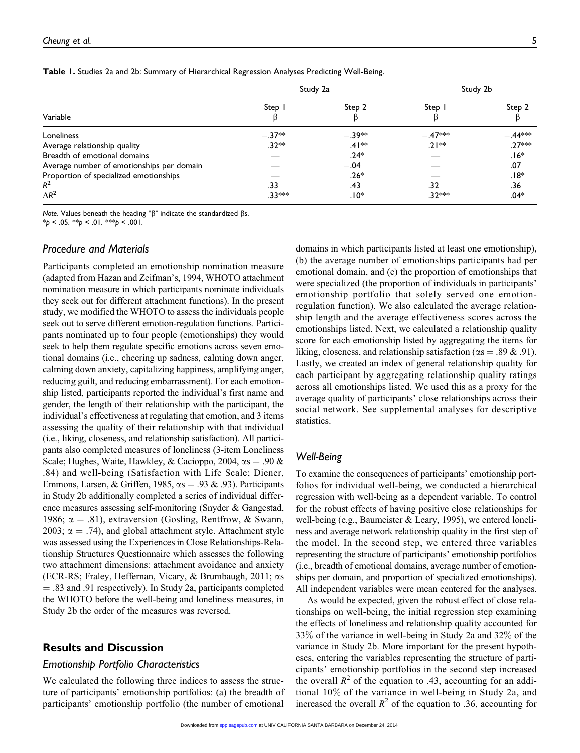**Table 1.** Studies 2a and 2b: Summary of Hierarchical Regression Analyses Predicting Well-Being.

| Variable | Study 2a Step 1 β | Study 2a Step 2 β | Study 2b Step 1 β | Study 2b Step 2 β |
|---|---|---|---|---|
| Loneliness | −.37** | −.39** | −.47*** | −.44*** |
| Average relationship quality | .32** | .41** | .21** | .27*** |
| Breadth of emotional domains | — | .24* | — | .16* |
| Average number of emotionships per domain | — | −.04 | — | .07 |
| Proportion of specialized emotionships | — | .26* | — | .18* |
| $R^2$ | .33 | .43 | .32 | .36 |
| $\Delta R^2$ | .33*** | .10* | .32*** | .04* |

*Note.* Values beneath the heading "β" indicate the standardized βs.
*$p < .05$. **$p < .01$. ***$p < .001$.

### Procedure and Materials

Participants completed an emotionship nomination measure (adapted from Hazan and Zeifman's, 1994, WHOTO attachment nomination measure in which participants nominate individuals they seek out for different attachment functions). In the present study, we modified the WHOTO to assess the individuals people seek out to serve different emotion-regulation functions. Participants nominated up to four people (emotionships) they would seek to help them regulate specific emotions across seven emotional domains (i.e., cheering up sadness, calming down anger, calming down anxiety, capitalizing happiness, amplifying anger, reducing guilt, and reducing embarrassment). For each emotionship listed, participants reported the individual's first name and gender, the length of their relationship with the participant, the individual's effectiveness at regulating that emotion, and 3 items assessing the quality of their relationship with that individual (i.e., liking, closeness, and relationship satisfaction). All participants also completed measures of loneliness (3-item Loneliness Scale; Hughes, Waite, Hawkley, & Cacioppo, 2004, αs = .90 & .84) and well-being (Satisfaction with Life Scale; Diener, Emmons, Larsen, & Griffen, 1985, αs = .93 & .93). Participants in Study 2b additionally completed a series of individual difference measures assessing self-monitoring (Snyder & Gangestad, 1986; α = .81), extraversion (Gosling, Rentfrow, & Swann, 2003; α = .74), and global attachment style. Attachment style was assessed using the Experiences in Close Relationships-Relationship Structures Questionnaire which assesses the following two attachment dimensions: attachment avoidance and anxiety (ECR-RS; Fraley, Heffernan, Vicary, & Brumbaugh, 2011; αs = .83 and .91 respectively). In Study 2a, participants completed the WHOTO before the well-being and loneliness measures, in Study 2b the order of the measures was reversed.

## Results and Discussion

### Emotionship Portfolio Characteristics

We calculated the following three indices to assess the structure of participants' emotionship portfolios: (a) the breadth of participants' emotionship portfolio (the number of emotional domains in which participants listed at least one emotionship), (b) the average number of emotionships participants had per emotional domain, and (c) the proportion of emotionships that were specialized (the proportion of individuals in participants' emotionship portfolio that solely served one emotion-regulation function). We also calculated the average relationship length and the average effectiveness scores across the emotionships listed. Next, we calculated a relationship quality score for each emotionship listed by aggregating the items for liking, closeness, and relationship satisfaction (αs = .89 & .91). Lastly, we created an index of general relationship quality for each participant by aggregating relationship quality ratings across all emotionships listed. We used this as a proxy for the average quality of participants' close relationships across their social network. See supplemental analyses for descriptive statistics.

### Well-Being

To examine the consequences of participants' emotionship portfolios for individual well-being, we conducted a hierarchical regression with well-being as a dependent variable. To control for the robust effects of having positive close relationships for well-being (e.g., Baumeister & Leary, 1995), we entered loneliness and average network relationship quality in the first step of the model. In the second step, we entered three variables representing the structure of participants' emotionship portfolios (i.e., breadth of emotional domains, average number of emotionships per domain, and proportion of specialized emotionships). All independent variables were mean centered for the analyses.

As would be expected, given the robust effect of close relationships on well-being, the initial regression step examining the effects of loneliness and relationship quality accounted for 33% of the variance in well-being in Study 2a and 32% of the variance in Study 2b. More important for the present hypotheses, entering the variables representing the structure of participants' emotionship portfolios in the second step increased the overall $R^2$ of the equation to .43, accounting for an additional 10% of the variance in well-being in Study 2a, and increased the overall $R^2$ of the equation to .36, accounting for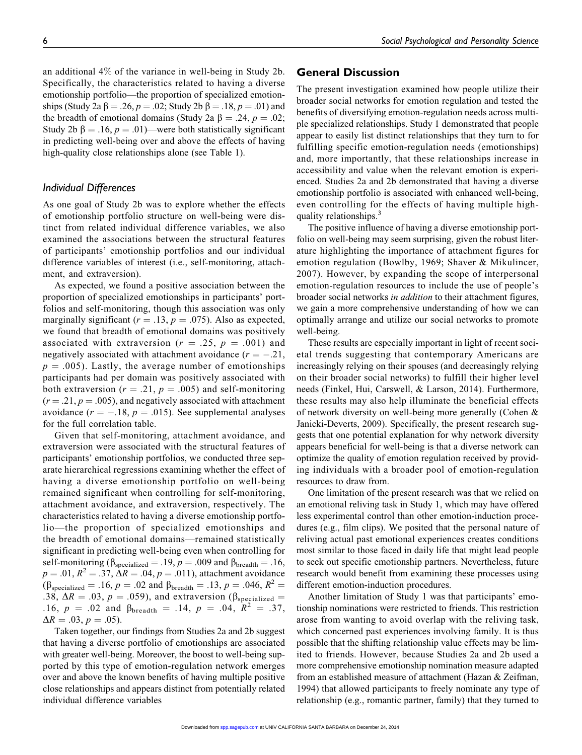an additional 4% of the variance in well-being in Study 2b. Specifically, the characteristics related to having a diverse emotionship portfolio—the proportion of specialized emotionships (Study 2a $\beta = .26, p = .02$; Study 2b $\beta = .18, p = .01$) and the breadth of emotional domains (Study 2a $\beta = .24, p = .02$; Study 2b $\beta = .16, p = .01$)—were both statistically significant in predicting well-being over and above the effects of having high-quality close relationships alone (see Table 1).

### *Individual Differences*

As one goal of Study 2b was to explore whether the effects of emotionship portfolio structure on well-being were distinct from related individual difference variables, we also examined the associations between the structural features of participants' emotionship portfolios and our individual difference variables of interest (i.e., self-monitoring, attachment, and extraversion).

As expected, we found a positive association between the proportion of specialized emotionships in participants' portfolios and self-monitoring, though this association was only marginally significant ($r = .13, p = .075$). Also as expected, we found that breadth of emotional domains was positively associated with extraversion ($r = .25, p = .001$) and negatively associated with attachment avoidance ($r = -.21, p = .005$). Lastly, the average number of emotionships participants had per domain was positively associated with both extraversion ($r = .21, p = .005$) and self-monitoring ($r = .21, p = .005$), and negatively associated with attachment avoidance ($r = -.18, p = .015$). See supplemental analyses for the full correlation table.

Given that self-monitoring, attachment avoidance, and extraversion were associated with the structural features of participants' emotionship portfolios, we conducted three separate hierarchical regressions examining whether the effect of having a diverse emotionship portfolio on well-being remained significant when controlling for self-monitoring, attachment avoidance, and extraversion, respectively. The characteristics related to having a diverse emotionship portfolio—the proportion of specialized emotionships and the breadth of emotional domains—remained statistically significant in predicting well-being even when controlling for self-monitoring ($\beta_{specialized} = .19, p = .009$ and $\beta_{breadth} = .16, p = .01, R^2 = .37, \Delta R = .04, p = .011$), attachment avoidance ($\beta_{specialized} = .16, p = .02$ and $\beta_{breadth} = .13, p = .046, R^2 = .38, \Delta R = .03, p = .059$), and extraversion ($\beta_{specialized} = .16, p = .02$ and $\beta_{breadth} = .14, p = .04, R^2 = .37, \Delta R = .03, p = .05$).

Taken together, our findings from Studies 2a and 2b suggest that having a diverse portfolio of emotionships are associated with greater well-being. Moreover, the boost to well-being supported by this type of emotion-regulation network emerges over and above the known benefits of having multiple positive close relationships and appears distinct from potentially related individual difference variables

## General Discussion

The present investigation examined how people utilize their broader social networks for emotion regulation and tested the benefits of diversifying emotion-regulation needs across multiple specialized relationships. Study 1 demonstrated that people appear to easily list distinct relationships that they turn to for fulfilling specific emotion-regulation needs (emotionships) and, more importantly, that these relationships increase in accessibility and value when the relevant emotion is experienced. Studies 2a and 2b demonstrated that having a diverse emotionship portfolio is associated with enhanced well-being, even controlling for the effects of having multiple high-quality relationships.[3]

The positive influence of having a diverse emotionship portfolio on well-being may seem surprising, given the robust literature highlighting the importance of attachment figures for emotion regulation (Bowlby, 1969; Shaver & Mikulincer, 2007). However, by expanding the scope of interpersonal emotion-regulation resources to include the use of people's broader social networks *in addition* to their attachment figures, we gain a more comprehensive understanding of how we can optimally arrange and utilize our social networks to promote well-being.

These results are especially important in light of recent societal trends suggesting that contemporary Americans are increasingly relying on their spouses (and decreasingly relying on their broader social networks) to fulfill their higher level needs (Finkel, Hui, Carswell, & Larson, 2014). Furthermore, these results may also help illuminate the beneficial effects of network diversity on well-being more generally (Cohen & Janicki-Deverts, 2009). Specifically, the present research suggests that one potential explanation for why network diversity appears beneficial for well-being is that a diverse network can optimize the quality of emotion regulation received by providing individuals with a broader pool of emotion-regulation resources to draw from.

One limitation of the present research was that we relied on an emotional reliving task in Study 1, which may have offered less experimental control than other emotion-induction procedures (e.g., film clips). We posited that the personal nature of reliving actual past emotional experiences creates conditions most similar to those faced in daily life that might lead people to seek out specific emotionship partners. Nevertheless, future research would benefit from examining these processes using different emotion-induction procedures.

Another limitation of Study 1 was that participants' emotionship nominations were restricted to friends. This restriction arose from wanting to avoid overlap with the reliving task, which concerned past experiences involving family. It is thus possible that the shifting relationship value effects may be limited to friends. However, because Studies 2a and 2b used a more comprehensive emotionship nomination measure adapted from an established measure of attachment (Hazan & Zeifman, 1994) that allowed participants to freely nominate any type of relationship (e.g., romantic partner, family) that they turned to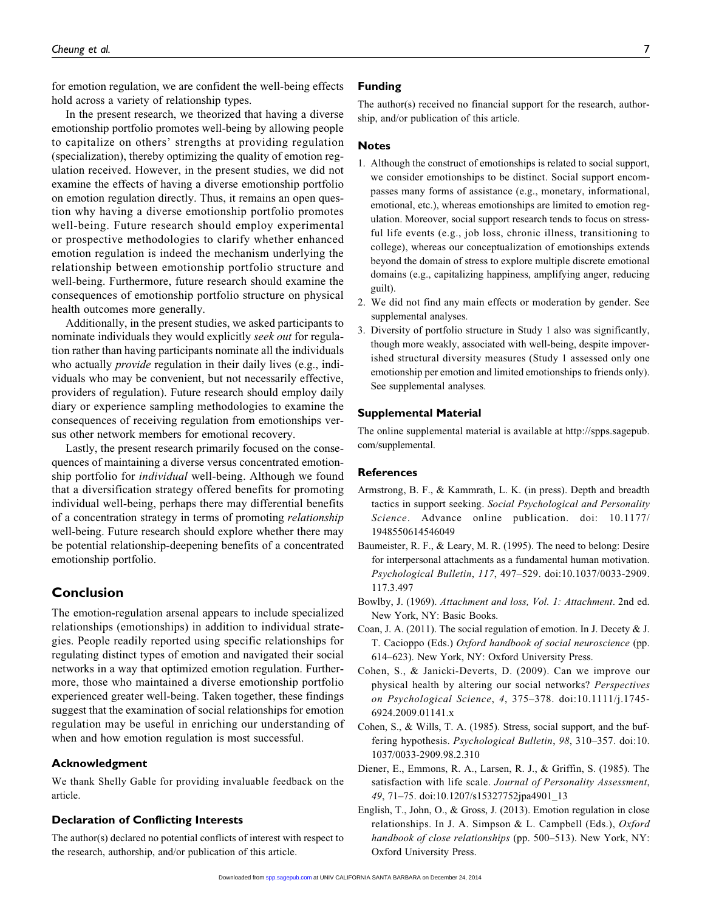for emotion regulation, we are confident the well-being effects hold across a variety of relationship types.

In the present research, we theorized that having a diverse emotionship portfolio promotes well-being by allowing people to capitalize on others' strengths at providing regulation (specialization), thereby optimizing the quality of emotion regulation received. However, in the present studies, we did not examine the effects of having a diverse emotionship portfolio on emotion regulation directly. Thus, it remains an open question why having a diverse emotionship portfolio promotes well-being. Future research should employ experimental or prospective methodologies to clarify whether enhanced emotion regulation is indeed the mechanism underlying the relationship between emotionship portfolio structure and well-being. Furthermore, future research should examine the consequences of emotionship portfolio structure on physical health outcomes more generally.

Additionally, in the present studies, we asked participants to nominate individuals they would explicitly *seek out* for regulation rather than having participants nominate all the individuals who actually *provide* regulation in their daily lives (e.g., individuals who may be convenient, but not necessarily effective, providers of regulation). Future research should employ daily diary or experience sampling methodologies to examine the consequences of receiving regulation from emotionships versus other network members for emotional recovery.

Lastly, the present research primarily focused on the consequences of maintaining a diverse versus concentrated emotionship portfolio for *individual* well-being. Although we found that a diversification strategy offered benefits for promoting individual well-being, perhaps there may differential benefits of a concentration strategy in terms of promoting *relationship* well-being. Future research should explore whether there may be potential relationship-deepening benefits of a concentrated emotionship portfolio.

## Conclusion

The emotion-regulation arsenal appears to include specialized relationships (emotionships) in addition to individual strategies. People readily reported using specific relationships for regulating distinct types of emotion and navigated their social networks in a way that optimized emotion regulation. Furthermore, those who maintained a diverse emotionship portfolio experienced greater well-being. Taken together, these findings suggest that the examination of social relationships for emotion regulation may be useful in enriching our understanding of when and how emotion regulation is most successful.

### Acknowledgment

We thank Shelly Gable for providing invaluable feedback on the article.

### Declaration of Conflicting Interests

The author(s) declared no potential conflicts of interest with respect to the research, authorship, and/or publication of this article.

### Funding

The author(s) received no financial support for the research, authorship, and/or publication of this article.

### Notes

1. Although the construct of emotionships is related to social support, we consider emotionships to be distinct. Social support encompasses many forms of assistance (e.g., monetary, informational, emotional, etc.), whereas emotionships are limited to emotion regulation. Moreover, social support research tends to focus on stressful life events (e.g., job loss, chronic illness, transitioning to college), whereas our conceptualization of emotionships extends beyond the domain of stress to explore multiple discrete emotional domains (e.g., capitalizing happiness, amplifying anger, reducing guilt).
2. We did not find any main effects or moderation by gender. See supplemental analyses.
3. Diversity of portfolio structure in Study 1 also was significantly, though more weakly, associated with well-being, despite impoverished structural diversity measures (Study 1 assessed only one emotionship per emotion and limited emotionships to friends only). See supplemental analyses.

### Supplemental Material

The online supplemental material is available at http://spps.sagepub.com/supplemental.

### References

Armstrong, B. F., & Kammrath, L. K. (in press). Depth and breadth tactics in support seeking. *Social Psychological and Personality Science*. Advance online publication. doi: 10.1177/1948550614546049

Baumeister, R. F., & Leary, M. R. (1995). The need to belong: Desire for interpersonal attachments as a fundamental human motivation. *Psychological Bulletin*, *117*, 497–529. doi:10.1037/0033-2909.117.3.497

Bowlby, J. (1969). *Attachment and loss, Vol. 1: Attachment*. 2nd ed. New York, NY: Basic Books.

Coan, J. A. (2011). The social regulation of emotion. In J. Decety & J. T. Cacioppo (Eds.) *Oxford handbook of social neuroscience* (pp. 614–623). New York, NY: Oxford University Press.

Cohen, S., & Janicki-Deverts, D. (2009). Can we improve our physical health by altering our social networks? *Perspectives on Psychological Science*, *4*, 375–378. doi:10.1111/j.1745-6924.2009.01141.x

Cohen, S., & Wills, T. A. (1985). Stress, social support, and the buffering hypothesis. *Psychological Bulletin*, *98*, 310–357. doi:10.1037/0033-2909.98.2.310

Diener, E., Emmons, R. A., Larsen, R. J., & Griffin, S. (1985). The satisfaction with life scale. *Journal of Personality Assessment*, *49*, 71–75. doi:10.1207/s15327752jpa4901_13

English, T., John, O., & Gross, J. (2013). Emotion regulation in close relationships. In J. A. Simpson & L. Campbell (Eds.), *Oxford handbook of close relationships* (pp. 500–513). New York, NY: Oxford University Press.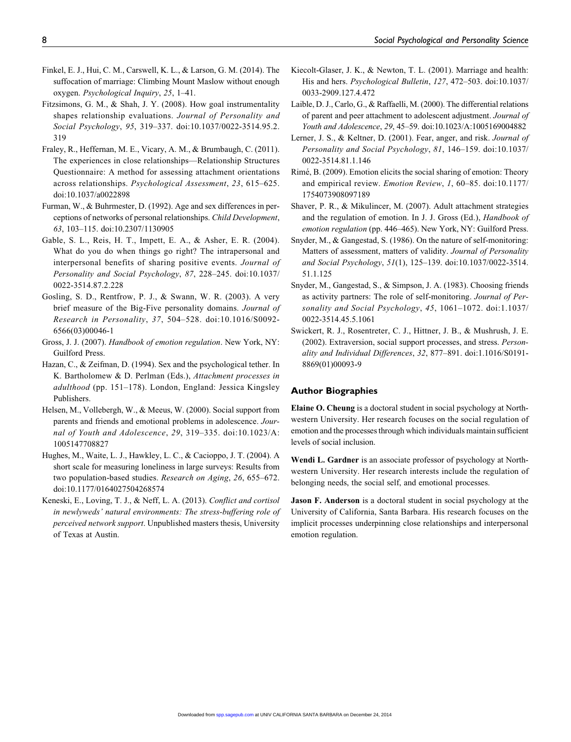Finkel, E. J., Hui, C. M., Carswell, K. L., & Larson, G. M. (2014). The suffocation of marriage: Climbing Mount Maslow without enough oxygen. *Psychological Inquiry*, *25*, 1–41.

Fitzsimons, G. M., & Shah, J. Y. (2008). How goal instrumentality shapes relationship evaluations. *Journal of Personality and Social Psychology*, *95*, 319–337. doi:10.1037/0022-3514.95.2.319

Fraley, R., Heffernan, M. E., Vicary, A. M., & Brumbaugh, C. (2011). The experiences in close relationships—Relationship Structures Questionnaire: A method for assessing attachment orientations across relationships. *Psychological Assessment*, *23*, 615–625. doi:10.1037/a0022898

Furman, W., & Buhrmester, D. (1992). Age and sex differences in perceptions of networks of personal relationships. *Child Development*, *63*, 103–115. doi:10.2307/1130905

Gable, S. L., Reis, H. T., Impett, E. A., & Asher, E. R. (2004). What do you do when things go right? The intrapersonal and interpersonal benefits of sharing positive events. *Journal of Personality and Social Psychology*, *87*, 228–245. doi:10.1037/0022-3514.87.2.228

Gosling, S. D., Rentfrow, P. J., & Swann, W. R. (2003). A very brief measure of the Big-Five personality domains. *Journal of Research in Personality*, *37*, 504–528. doi:10.1016/S0092-6566(03)00046-1

Gross, J. J. (2007). *Handbook of emotion regulation*. New York, NY: Guilford Press.

Hazan, C., & Zeifman, D. (1994). Sex and the psychological tether. In K. Bartholomew & D. Perlman (Eds.), *Attachment processes in adulthood* (pp. 151–178). London, England: Jessica Kingsley Publishers.

Helsen, M., Vollebergh, W., & Meeus, W. (2000). Social support from parents and friends and emotional problems in adolescence. *Journal of Youth and Adolescence*, *29*, 319–335. doi:10.1023/A:1005147708827

Hughes, M., Waite, L. J., Hawkley, L. C., & Cacioppo, J. T. (2004). A short scale for measuring loneliness in large surveys: Results from two population-based studies. *Research on Aging*, *26*, 655–672. doi:10.1177/0164027504268574

Keneski, E., Loving, T. J., & Neff, L. A. (2013). *Conflict and cortisol in newlyweds' natural environments: The stress-buffering role of perceived network support*. Unpublished masters thesis, University of Texas at Austin.

Kiecolt-Glaser, J. K., & Newton, T. L. (2001). Marriage and health: His and hers. *Psychological Bulletin*, *127*, 472–503. doi:10.1037/0033-2909.127.4.472

Laible, D. J., Carlo, G., & Raffaelli, M. (2000). The differential relations of parent and peer attachment to adolescent adjustment. *Journal of Youth and Adolescence*, *29*, 45–59. doi:10.1023/A:1005169004882

Lerner, J. S., & Keltner, D. (2001). Fear, anger, and risk. *Journal of Personality and Social Psychology*, *81*, 146–159. doi:10.1037/0022-3514.81.1.146

Rimé, B. (2009). Emotion elicits the social sharing of emotion: Theory and empirical review. *Emotion Review*, *1*, 60–85. doi:10.1177/1754073908097189

Shaver, P. R., & Mikulincer, M. (2007). Adult attachment strategies and the regulation of emotion. In J. J. Gross (Ed.), *Handbook of emotion regulation* (pp. 446–465). New York, NY: Guilford Press.

Snyder, M., & Gangestad, S. (1986). On the nature of self-monitoring: Matters of assessment, matters of validity. *Journal of Personality and Social Psychology*, *51*(1), 125–139. doi:10.1037/0022-3514.51.1.125

Snyder, M., Gangestad, S., & Simpson, J. A. (1983). Choosing friends as activity partners: The role of self-monitoring. *Journal of Personality and Social Psychology*, *45*, 1061–1072. doi:1.1037/0022-3514.45.5.1061

Swickert, R. J., Rosentreter, C. J., Hittner, J. B., & Mushrush, J. E. (2002). Extraversion, social support processes, and stress. *Personality and Individual Differences*, *32*, 877–891. doi:1.1016/S0191-8869(01)00093-9

## Author Biographies

**Elaine O. Cheung** is a doctoral student in social psychology at Northwestern University. Her research focuses on the social regulation of emotion and the processes through which individuals maintain sufficient levels of social inclusion.

**Wendi L. Gardner** is an associate professor of psychology at Northwestern University. Her research interests include the regulation of belonging needs, the social self, and emotional processes.

**Jason F. Anderson** is a doctoral student in social psychology at the University of California, Santa Barbara. His research focuses on the implicit processes underpinning close relationships and interpersonal emotion regulation.